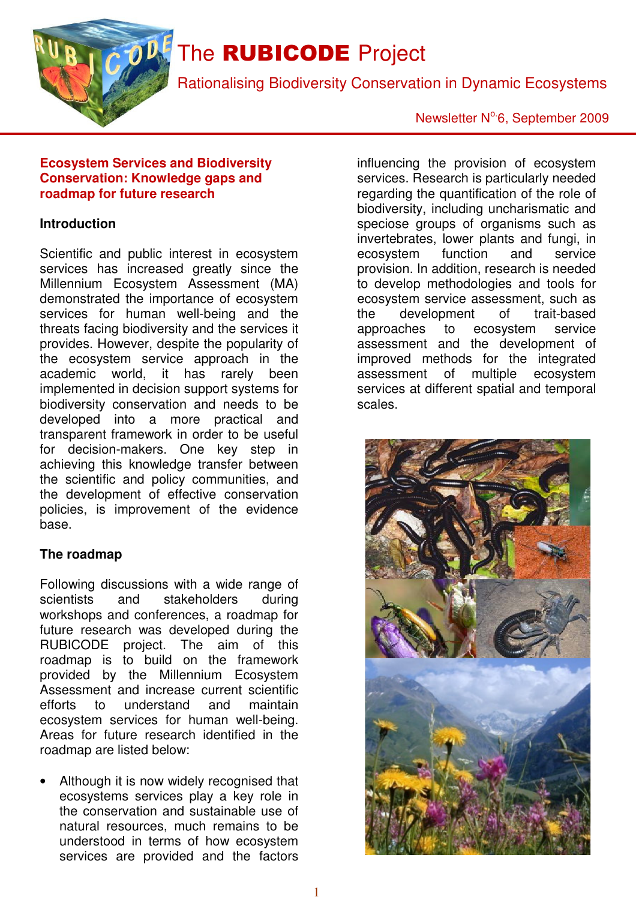# The RUBICODE Project

Rationalising Biodiversity Conservation in Dynamic Ecosystems

Newsletter N°6, September 2009

## Ecosystem Services and Biodiversity Conservation: Knowledge gaps and roadmap for future research

### Introduction

Scientific and public interest in ecosystem services has increased greatly since the Millennium Ecosystem Assessment (MA) demonstrated the importance of ecosystem services for human well-being and the threats facing biodiversity and the services it provides. However, despite the popularity of the ecosystem service approach in the academic world, it has rarely been implemented in decision support systems for biodiversity conservation and needs to be developed into a more practical and transparent framework in order to be useful for decision-makers. One key step in achieving this knowledge transfer between the scientific and policy communities, and the development of effective conservation policies, is improvement of the evidence base.

### The roadmap

Following discussions with a wide range of scientists and stakeholders during workshops and conferences, a roadmap for future research was developed during the RUBICODE project. The aim of this roadmap is to build on the framework provided by the Millennium Ecosystem Assessment and increase current scientific efforts to understand and maintain ecosystem services for human well-being. Areas for future research identified in the roadmap are listed below:

- Although it is now widely recognised that ecosystems services play a key role in the conservation and sustainable use of natural resources, much remains to be understood in terms of how ecosystem services are provided and the factors influencing the provision of ecosystem services. Research is particularly needed regarding the quantification of the role of biodiversity, including uncharismatic and speciose groups of organisms such as invertebrates, lower plants and fungi, in ecosystem function and service provision. In addition, research is needed to develop methodologies and tools for ecosystem service assessment, such as the development of trait-based approaches to ecosystem service assessment and the development of improved methods for the integrated assessment of multiple ecosystem services at different spatial and temporal scales.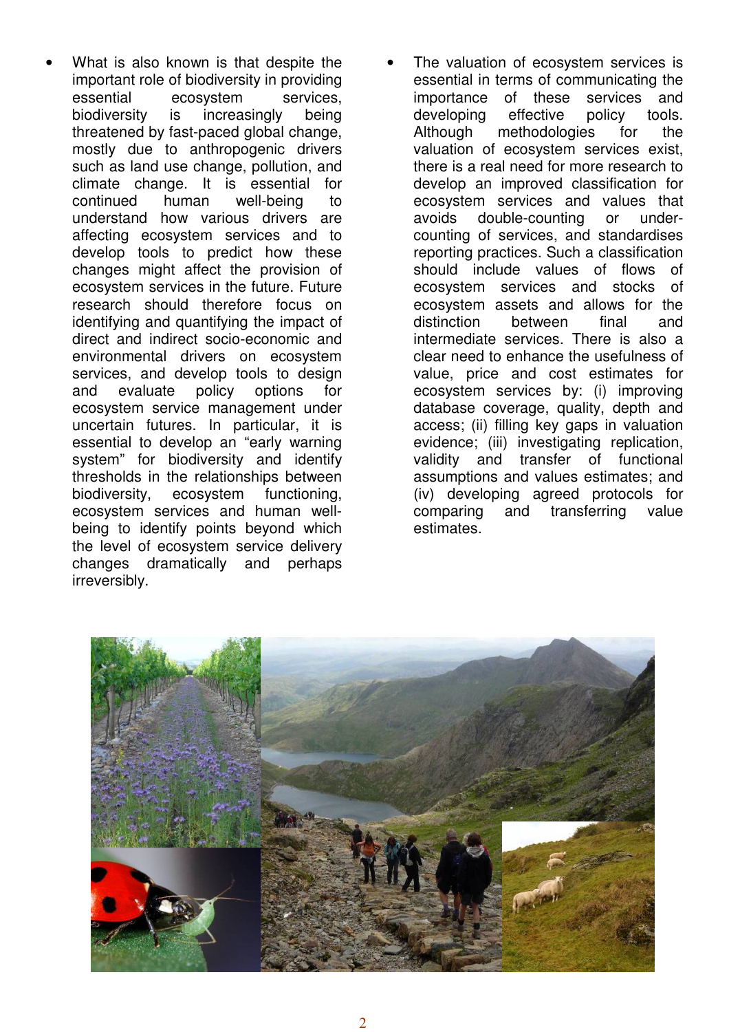- What is also known is that despite the important role of biodiversity in providing essential ecosystem services, biodiversity is increasingly being threatened by fast-paced global change, mostly due to anthropogenic drivers such as land use change, pollution, and climate change. It is essential for continued human well-being to understand how various drivers are affecting ecosystem services and to develop tools to predict how these changes might affect the provision of ecosystem services in the future. Future research should therefore focus on identifying and quantifying the impact of direct and indirect socio-economic and environmental drivers on ecosystem services, and develop tools to design and evaluate policy options for ecosystem service management under uncertain futures. In particular, it is essential to develop an "early warning system" for biodiversity and identify thresholds in the relationships between biodiversity, ecosystem functioning, ecosystem services and human well-being to identify points beyond which the level of ecosystem service delivery changes dramatically and perhaps irreversibly.

- The valuation of ecosystem services is essential in terms of communicating the importance of these services and developing effective policy tools. Although methodologies for the valuation of ecosystem services exist, there is a real need for more research to develop an improved classification for ecosystem services and values that avoids double-counting or under-counting of services, and standardises reporting practices. Such a classification should include values of flows of ecosystem services and stocks of ecosystem assets and allows for the distinction between final and intermediate services. There is also a clear need to enhance the usefulness of value, price and cost estimates for ecosystem services by: (i) improving database coverage, quality, depth and access; (ii) filling key gaps in valuation evidence; (iii) investigating replication, validity and transfer of functional assumptions and values estimates; and (iv) developing agreed protocols for comparing and transferring value estimates.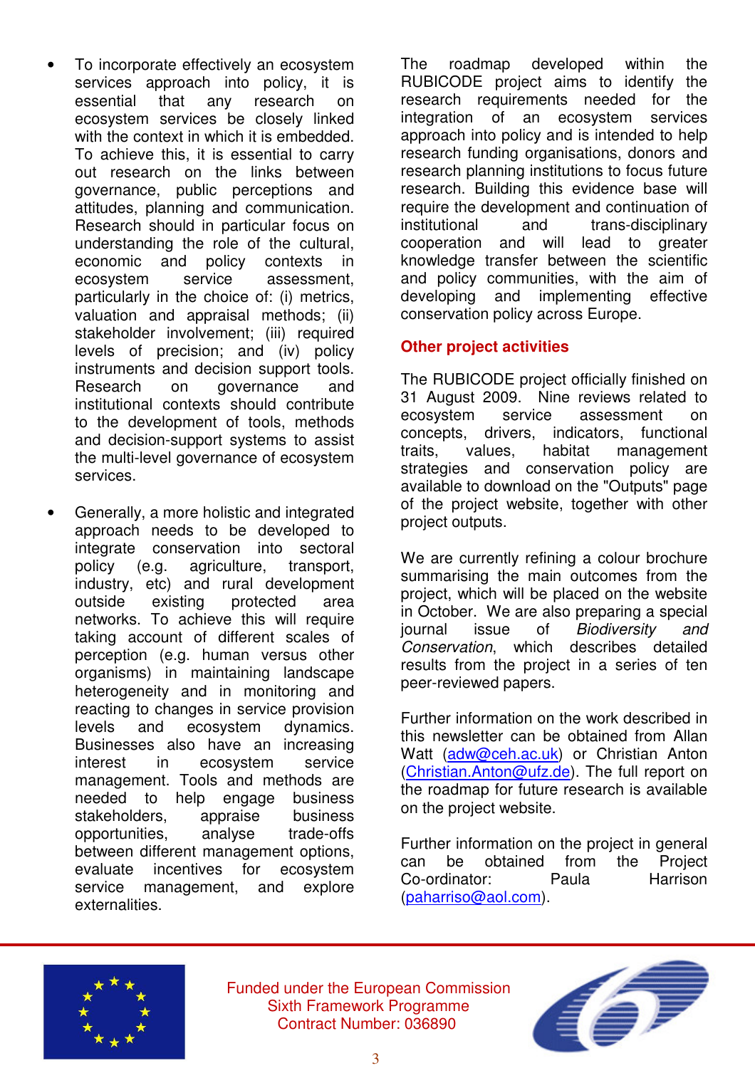- To incorporate effectively an ecosystem services approach into policy, it is essential that any research on ecosystem services be closely linked with the context in which it is embedded. To achieve this, it is essential to carry out research on the links between governance, public perceptions and attitudes, planning and communication. Research should in particular focus on understanding the role of the cultural, economic and policy contexts in ecosystem service assessment, particularly in the choice of: (i) metrics, valuation and appraisal methods; (ii) stakeholder involvement; (iii) required levels of precision; and (iv) policy instruments and decision support tools. Research on governance and institutional contexts should contribute to the development of tools, methods and decision-support systems to assist the multi-level governance of ecosystem services.

- Generally, a more holistic and integrated approach needs to be developed to integrate conservation into sectoral policy (e.g. agriculture, transport, industry, etc) and rural development outside existing protected area networks. To achieve this will require taking account of different scales of perception (e.g. human versus other organisms) in maintaining landscape heterogeneity and in monitoring and reacting to changes in service provision levels and ecosystem dynamics. Businesses also have an increasing interest in ecosystem service management. Tools and methods are needed to help engage business stakeholders, appraise business opportunities, analyse trade-offs between different management options, evaluate incentives for ecosystem service management, and explore externalities.

The roadmap developed within the RUBICODE project aims to identify the research requirements needed for the integration of an ecosystem services approach into policy and is intended to help research funding organisations, donors and research planning institutions to focus future research. Building this evidence base will require the development and continuation of institutional and trans-disciplinary cooperation and will lead to greater knowledge transfer between the scientific and policy communities, with the aim of developing and implementing effective conservation policy across Europe.

## Other project activities

The RUBICODE project officially finished on 31 August 2009. Nine reviews related to ecosystem service assessment on concepts, drivers, indicators, functional traits, values, habitat management strategies and conservation policy are available to download on the "Outputs" page of the project website, together with other project outputs.

We are currently refining a colour brochure summarising the main outcomes from the project, which will be placed on the website in October. We are also preparing a special journal issue of *Biodiversity and Conservation*, which describes detailed results from the project in a series of ten peer-reviewed papers.

Further information on the work described in this newsletter can be obtained from Allan Watt (adw@ceh.ac.uk) or Christian Anton (Christian.Anton@ufz.de). The full report on the roadmap for future research is available on the project website.

Further information on the project in general can be obtained from the Project Co-ordinator: Paula Harrison (paharriso@aol.com).

Funded under the European Commission
Sixth Framework Programme
Contract Number: 036890